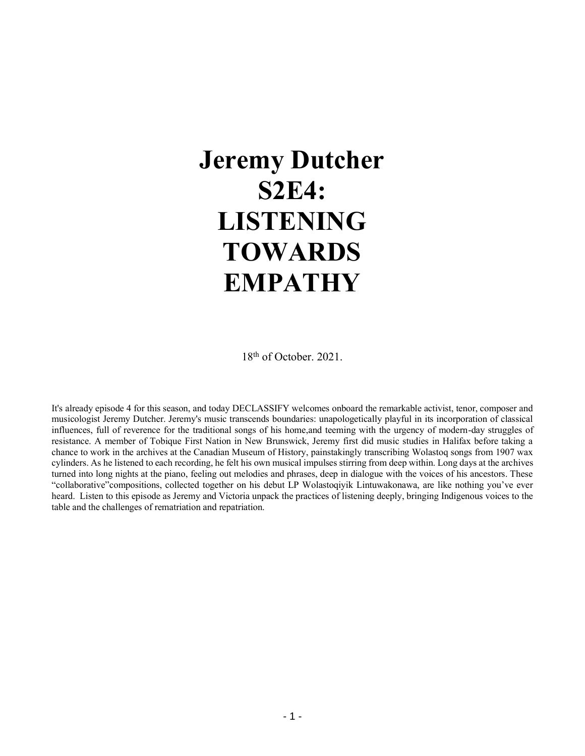# Jeremy Dutcher
# S2E4:
# LISTENING TOWARDS EMPATHY

18th of October. 2021.

It's already episode 4 for this season, and today DECLASSIFY welcomes onboard the remarkable activist, tenor, composer and musicologist Jeremy Dutcher. Jeremy's music transcends boundaries: unapologetically playful in its incorporation of classical influences, full of reverence for the traditional songs of his home,and teeming with the urgency of modern-day struggles of resistance. A member of Tobique First Nation in New Brunswick, Jeremy first did music studies in Halifax before taking a chance to work in the archives at the Canadian Museum of History, painstakingly transcribing Wolastoq songs from 1907 wax cylinders. As he listened to each recording, he felt his own musical impulses stirring from deep within. Long days at the archives turned into long nights at the piano, feeling out melodies and phrases, deep in dialogue with the voices of his ancestors. These "collaborative"compositions, collected together on his debut LP Wolastoqiyik Lintuwakonawa, are like nothing you've ever heard. Listen to this episode as Jeremy and Victoria unpack the practices of listening deeply, bringing Indigenous voices to the table and the challenges of rematriation and repatriation.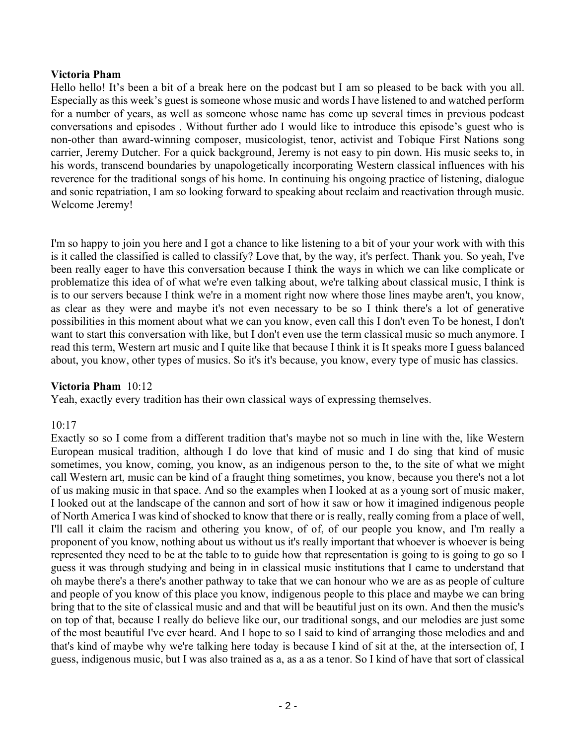**Victoria Pham**
Hello hello! It's been a bit of a break here on the podcast but I am so pleased to be back with you all. Especially as this week's guest is someone whose music and words I have listened to and watched perform for a number of years, as well as someone whose name has come up several times in previous podcast conversations and episodes . Without further ado I would like to introduce this episode's guest who is non-other than award-winning composer, musicologist, tenor, activist and Tobique First Nations song carrier, Jeremy Dutcher. For a quick background, Jeremy is not easy to pin down. His music seeks to, in his words, transcend boundaries by unapologetically incorporating Western classical influences with his reverence for the traditional songs of his home. In continuing his ongoing practice of listening, dialogue and sonic repatriation, I am so looking forward to speaking about reclaim and reactivation through music. Welcome Jeremy!

I'm so happy to join you here and I got a chance to like listening to a bit of your your work with with this is it called the classified is called to classify? Love that, by the way, it's perfect. Thank you. So yeah, I've been really eager to have this conversation because I think the ways in which we can like complicate or problematize this idea of of what we're even talking about, we're talking about classical music, I think is is to our servers because I think we're in a moment right now where those lines maybe aren't, you know, as clear as they were and maybe it's not even necessary to be so I think there's a lot of generative possibilities in this moment about what we can you know, even call this I don't even To be honest, I don't want to start this conversation with like, but I don't even use the term classical music so much anymore. I read this term, Western art music and I quite like that because I think it is It speaks more I guess balanced about, you know, other types of musics. So it's it's because, you know, every type of music has classics.

**Victoria Pham** 10:12
Yeah, exactly every tradition has their own classical ways of expressing themselves.

10:17
Exactly so so I come from a different tradition that's maybe not so much in line with the, like Western European musical tradition, although I do love that kind of music and I do sing that kind of music sometimes, you know, coming, you know, as an indigenous person to the, to the site of what we might call Western art, music can be kind of a fraught thing sometimes, you know, because you there's not a lot of us making music in that space. And so the examples when I looked at as a young sort of music maker, I looked out at the landscape of the cannon and sort of how it saw or how it imagined indigenous people of North America I was kind of shocked to know that there or is really, really coming from a place of well, I'll call it claim the racism and othering you know, of of, of our people you know, and I'm really a proponent of you know, nothing about us without us it's really important that whoever is whoever is being represented they need to be at the table to to guide how that representation is going to is going to go so I guess it was through studying and being in in classical music institutions that I came to understand that oh maybe there's a there's another pathway to take that we can honour who we are as as people of culture and people of you know of this place you know, indigenous people to this place and maybe we can bring bring that to the site of classical music and and that will be beautiful just on its own. And then the music's on top of that, because I really do believe like our, our traditional songs, and our melodies are just some of the most beautiful I've ever heard. And I hope to so I said to kind of arranging those melodies and and that's kind of maybe why we're talking here today is because I kind of sit at the, at the intersection of, I guess, indigenous music, but I was also trained as a, as a as a tenor. So I kind of have that sort of classical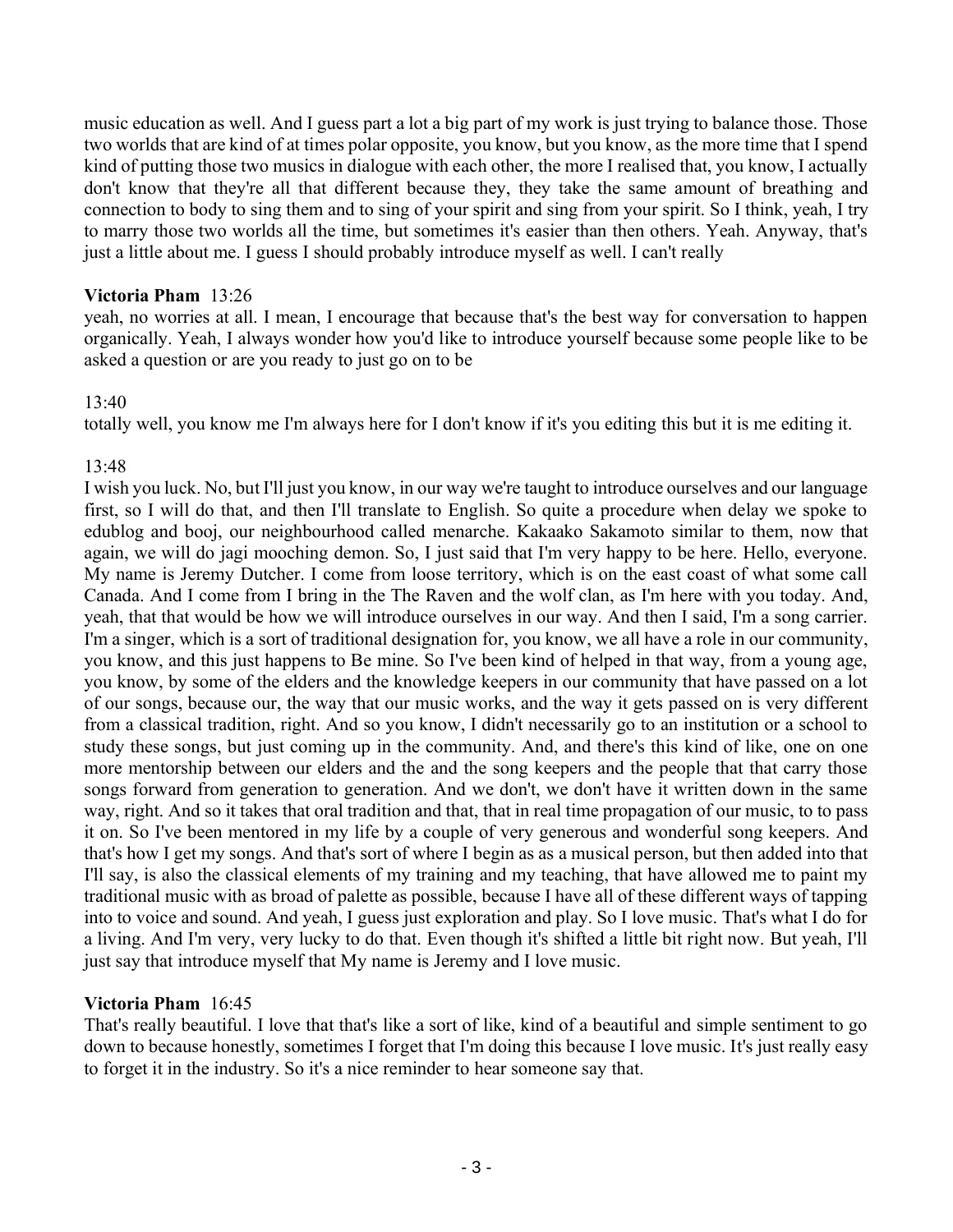music education as well. And I guess part a lot a big part of my work is just trying to balance those. Those two worlds that are kind of at times polar opposite, you know, but you know, as the more time that I spend kind of putting those two musics in dialogue with each other, the more I realised that, you know, I actually don't know that they're all that different because they, they take the same amount of breathing and connection to body to sing them and to sing of your spirit and sing from your spirit. So I think, yeah, I try to marry those two worlds all the time, but sometimes it's easier than then others. Yeah. Anyway, that's just a little about me. I guess I should probably introduce myself as well. I can't really

**Victoria Pham** 13:26
yeah, no worries at all. I mean, I encourage that because that's the best way for conversation to happen organically. Yeah, I always wonder how you'd like to introduce yourself because some people like to be asked a question or are you ready to just go on to be

13:40
totally well, you know me I'm always here for I don't know if it's you editing this but it is me editing it.

13:48
I wish you luck. No, but I'll just you know, in our way we're taught to introduce ourselves and our language first, so I will do that, and then I'll translate to English. So quite a procedure when delay we spoke to edublog and booj, our neighbourhood called menarche. Kakaako Sakamoto similar to them, now that again, we will do jagi mooching demon. So, I just said that I'm very happy to be here. Hello, everyone. My name is Jeremy Dutcher. I come from loose territory, which is on the east coast of what some call Canada. And I come from I bring in the The Raven and the wolf clan, as I'm here with you today. And, yeah, that that would be how we will introduce ourselves in our way. And then I said, I'm a song carrier. I'm a singer, which is a sort of traditional designation for, you know, we all have a role in our community, you know, and this just happens to Be mine. So I've been kind of helped in that way, from a young age, you know, by some of the elders and the knowledge keepers in our community that have passed on a lot of our songs, because our, the way that our music works, and the way it gets passed on is very different from a classical tradition, right. And so you know, I didn't necessarily go to an institution or a school to study these songs, but just coming up in the community. And, and there's this kind of like, one on one more mentorship between our elders and the and the song keepers and the people that that carry those songs forward from generation to generation. And we don't, we don't have it written down in the same way, right. And so it takes that oral tradition and that, that in real time propagation of our music, to to pass it on. So I've been mentored in my life by a couple of very generous and wonderful song keepers. And that's how I get my songs. And that's sort of where I begin as as a musical person, but then added into that I'll say, is also the classical elements of my training and my teaching, that have allowed me to paint my traditional music with as broad of palette as possible, because I have all of these different ways of tapping into to voice and sound. And yeah, I guess just exploration and play. So I love music. That's what I do for a living. And I'm very, very lucky to do that. Even though it's shifted a little bit right now. But yeah, I'll just say that introduce myself that My name is Jeremy and I love music.

**Victoria Pham** 16:45
That's really beautiful. I love that that's like a sort of like, kind of a beautiful and simple sentiment to go down to because honestly, sometimes I forget that I'm doing this because I love music. It's just really easy to forget it in the industry. So it's a nice reminder to hear someone say that.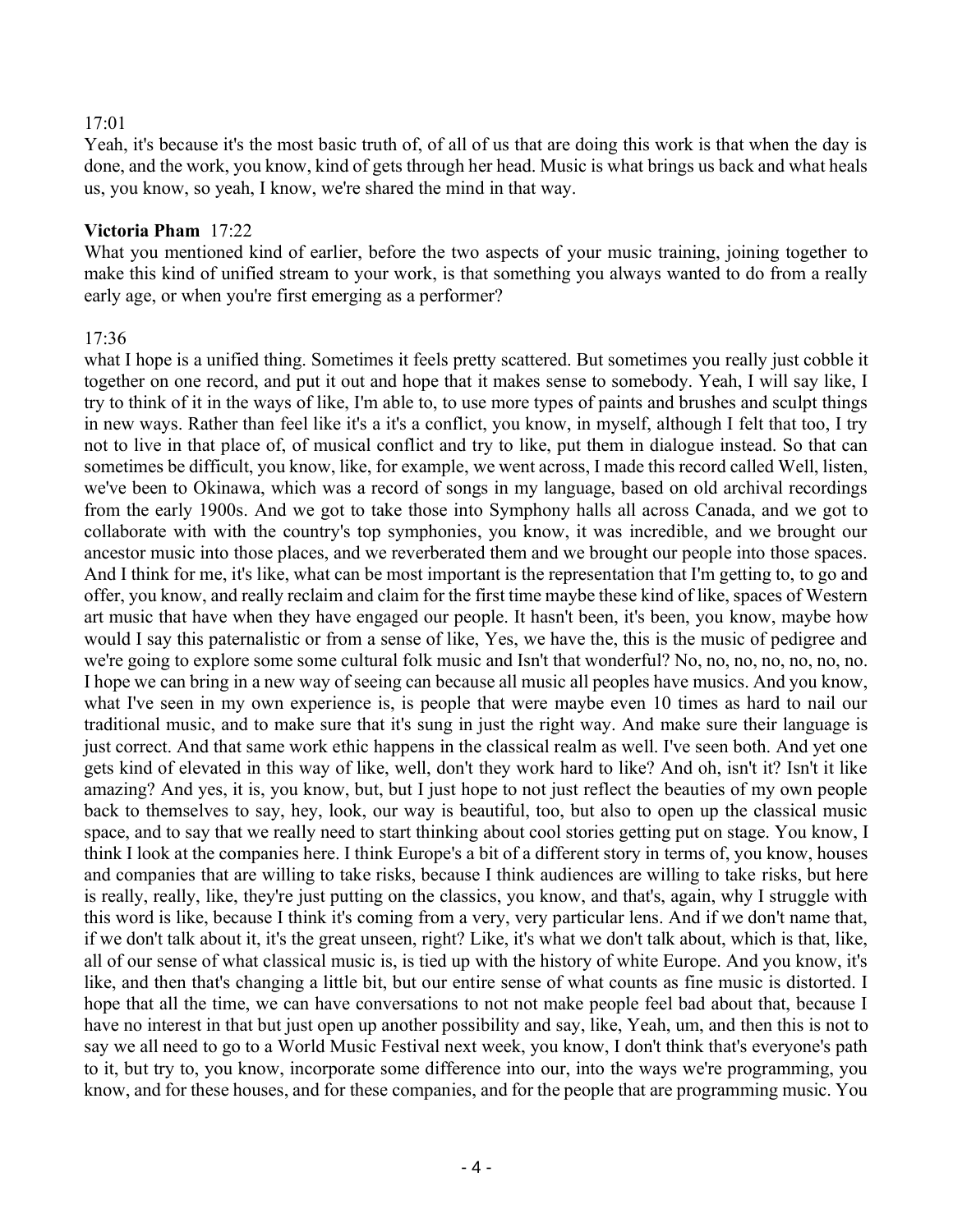17:01

Yeah, it's because it's the most basic truth of, of all of us that are doing this work is that when the day is done, and the work, you know, kind of gets through her head. Music is what brings us back and what heals us, you know, so yeah, I know, we're shared the mind in that way.

**Victoria Pham** 17:22

What you mentioned kind of earlier, before the two aspects of your music training, joining together to make this kind of unified stream to your work, is that something you always wanted to do from a really early age, or when you're first emerging as a performer?

17:36

what I hope is a unified thing. Sometimes it feels pretty scattered. But sometimes you really just cobble it together on one record, and put it out and hope that it makes sense to somebody. Yeah, I will say like, I try to think of it in the ways of like, I'm able to, to use more types of paints and brushes and sculpt things in new ways. Rather than feel like it's a it's a conflict, you know, in myself, although I felt that too, I try not to live in that place of, of musical conflict and try to like, put them in dialogue instead. So that can sometimes be difficult, you know, like, for example, we went across, I made this record called Well, listen, we've been to Okinawa, which was a record of songs in my language, based on old archival recordings from the early 1900s. And we got to take those into Symphony halls all across Canada, and we got to collaborate with with the country's top symphonies, you know, it was incredible, and we brought our ancestor music into those places, and we reverberated them and we brought our people into those spaces. And I think for me, it's like, what can be most important is the representation that I'm getting to, to go and offer, you know, and really reclaim and claim for the first time maybe these kind of like, spaces of Western art music that have when they have engaged our people. It hasn't been, it's been, you know, maybe how would I say this paternalistic or from a sense of like, Yes, we have the, this is the music of pedigree and we're going to explore some some cultural folk music and Isn't that wonderful? No, no, no, no, no, no, no. I hope we can bring in a new way of seeing can because all music all peoples have musics. And you know, what I've seen in my own experience is, is people that were maybe even 10 times as hard to nail our traditional music, and to make sure that it's sung in just the right way. And make sure their language is just correct. And that same work ethic happens in the classical realm as well. I've seen both. And yet one gets kind of elevated in this way of like, well, don't they work hard to like? And oh, isn't it? Isn't it like amazing? And yes, it is, you know, but, but I just hope to not just reflect the beauties of my own people back to themselves to say, hey, look, our way is beautiful, too, but also to open up the classical music space, and to say that we really need to start thinking about cool stories getting put on stage. You know, I think I look at the companies here. I think Europe's a bit of a different story in terms of, you know, houses and companies that are willing to take risks, because I think audiences are willing to take risks, but here is really, really, like, they're just putting on the classics, you know, and that's, again, why I struggle with this word is like, because I think it's coming from a very, very particular lens. And if we don't name that, if we don't talk about it, it's the great unseen, right? Like, it's what we don't talk about, which is that, like, all of our sense of what classical music is, is tied up with the history of white Europe. And you know, it's like, and then that's changing a little bit, but our entire sense of what counts as fine music is distorted. I hope that all the time, we can have conversations to not not make people feel bad about that, because I have no interest in that but just open up another possibility and say, like, Yeah, um, and then this is not to say we all need to go to a World Music Festival next week, you know, I don't think that's everyone's path to it, but try to, you know, incorporate some difference into our, into the ways we're programming, you know, and for these houses, and for these companies, and for the people that are programming music. You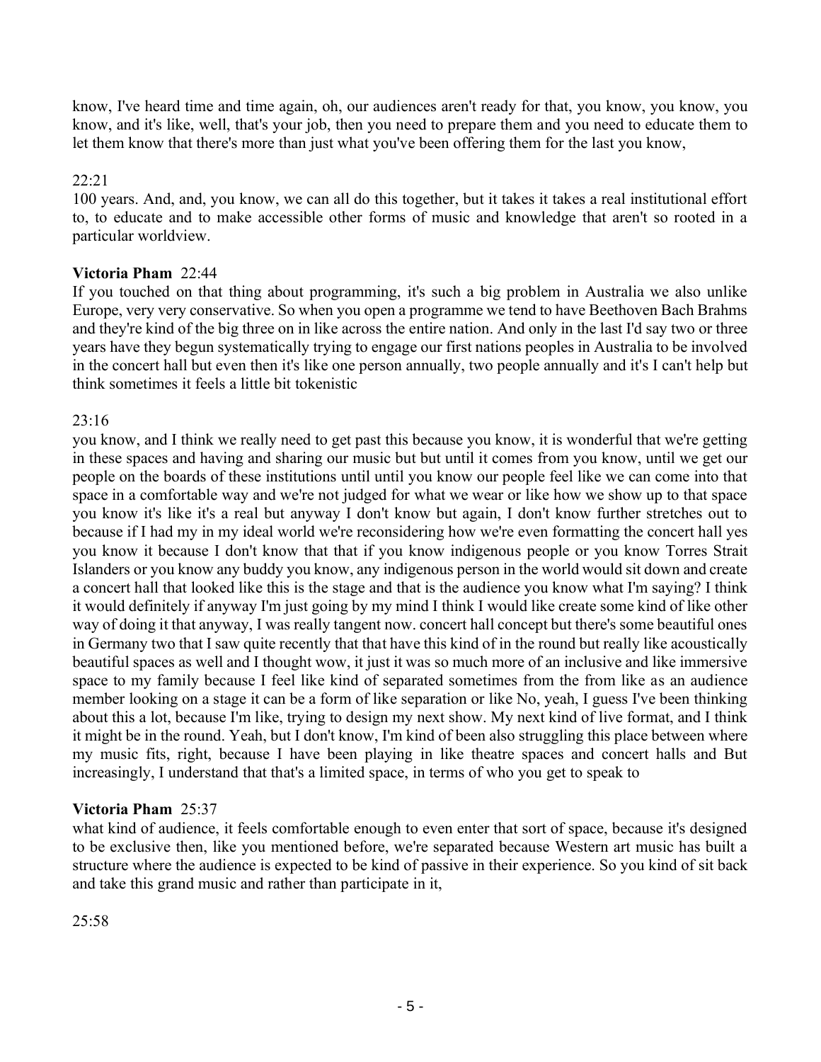know, I've heard time and time again, oh, our audiences aren't ready for that, you know, you know, you know, and it's like, well, that's your job, then you need to prepare them and you need to educate them to let them know that there's more than just what you've been offering them for the last you know,

22:21

100 years. And, and, you know, we can all do this together, but it takes it takes a real institutional effort to, to educate and to make accessible other forms of music and knowledge that aren't so rooted in a particular worldview.

**Victoria Pham** 22:44

If you touched on that thing about programming, it's such a big problem in Australia we also unlike Europe, very very conservative. So when you open a programme we tend to have Beethoven Bach Brahms and they're kind of the big three on in like across the entire nation. And only in the last I'd say two or three years have they begun systematically trying to engage our first nations peoples in Australia to be involved in the concert hall but even then it's like one person annually, two people annually and it's I can't help but think sometimes it feels a little bit tokenistic

23:16

you know, and I think we really need to get past this because you know, it is wonderful that we're getting in these spaces and having and sharing our music but but until it comes from you know, until we get our people on the boards of these institutions until until you know our people feel like we can come into that space in a comfortable way and we're not judged for what we wear or like how we show up to that space you know it's like it's a real but anyway I don't know but again, I don't know further stretches out to because if I had my in my ideal world we're reconsidering how we're even formatting the concert hall yes you know it because I don't know that that if you know indigenous people or you know Torres Strait Islanders or you know any buddy you know, any indigenous person in the world would sit down and create a concert hall that looked like this is the stage and that is the audience you know what I'm saying? I think it would definitely if anyway I'm just going by my mind I think I would like create some kind of like other way of doing it that anyway, I was really tangent now. concert hall concept but there's some beautiful ones in Germany two that I saw quite recently that that have this kind of in the round but really like acoustically beautiful spaces as well and I thought wow, it just it was so much more of an inclusive and like immersive space to my family because I feel like kind of separated sometimes from the from like as an audience member looking on a stage it can be a form of like separation or like No, yeah, I guess I've been thinking about this a lot, because I'm like, trying to design my next show. My next kind of live format, and I think it might be in the round. Yeah, but I don't know, I'm kind of been also struggling this place between where my music fits, right, because I have been playing in like theatre spaces and concert halls and But increasingly, I understand that that's a limited space, in terms of who you get to speak to

**Victoria Pham** 25:37

what kind of audience, it feels comfortable enough to even enter that sort of space, because it's designed to be exclusive then, like you mentioned before, we're separated because Western art music has built a structure where the audience is expected to be kind of passive in their experience. So you kind of sit back and take this grand music and rather than participate in it,

25:58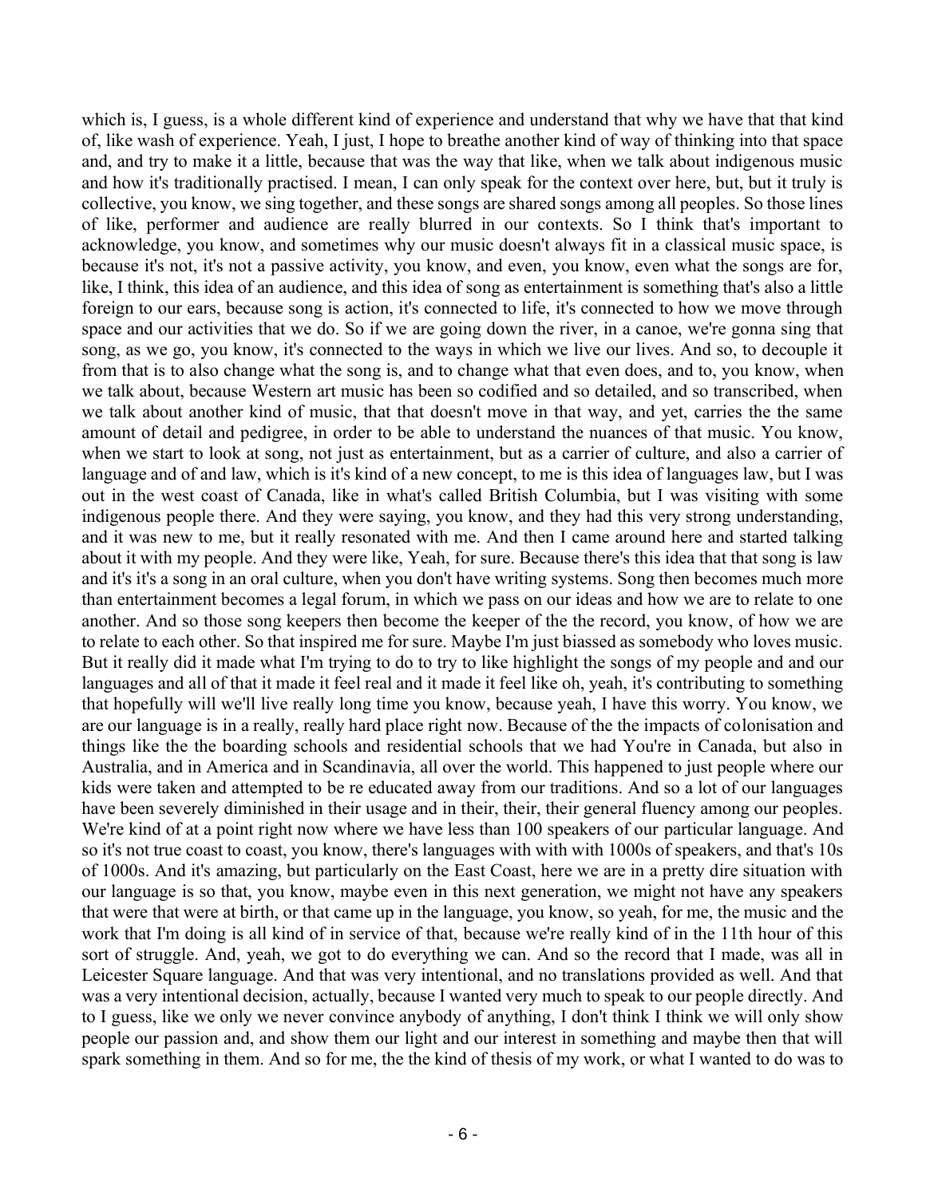which is, I guess, is a whole different kind of experience and understand that why we have that that kind of, like wash of experience. Yeah, I just, I hope to breathe another kind of way of thinking into that space and, and try to make it a little, because that was the way that like, when we talk about indigenous music and how it's traditionally practised. I mean, I can only speak for the context over here, but, but it truly is collective, you know, we sing together, and these songs are shared songs among all peoples. So those lines of like, performer and audience are really blurred in our contexts. So I think that's important to acknowledge, you know, and sometimes why our music doesn't always fit in a classical music space, is because it's not, it's not a passive activity, you know, and even, you know, even what the songs are for, like, I think, this idea of an audience, and this idea of song as entertainment is something that's also a little foreign to our ears, because song is action, it's connected to life, it's connected to how we move through space and our activities that we do. So if we are going down the river, in a canoe, we're gonna sing that song, as we go, you know, it's connected to the ways in which we live our lives. And so, to decouple it from that is to also change what the song is, and to change what that even does, and to, you know, when we talk about, because Western art music has been so codified and so detailed, and so transcribed, when we talk about another kind of music, that that doesn't move in that way, and yet, carries the the same amount of detail and pedigree, in order to be able to understand the nuances of that music. You know, when we start to look at song, not just as entertainment, but as a carrier of culture, and also a carrier of language and of and law, which is it's kind of a new concept, to me is this idea of languages law, but I was out in the west coast of Canada, like in what's called British Columbia, but I was visiting with some indigenous people there. And they were saying, you know, and they had this very strong understanding, and it was new to me, but it really resonated with me. And then I came around here and started talking about it with my people. And they were like, Yeah, for sure. Because there's this idea that that song is law and it's it's a song in an oral culture, when you don't have writing systems. Song then becomes much more than entertainment becomes a legal forum, in which we pass on our ideas and how we are to relate to one another. And so those song keepers then become the keeper of the the record, you know, of how we are to relate to each other. So that inspired me for sure. Maybe I'm just biassed as somebody who loves music. But it really did it made what I'm trying to do to try to like highlight the songs of my people and and our languages and all of that it made it feel real and it made it feel like oh, yeah, it's contributing to something that hopefully will we'll live really long time you know, because yeah, I have this worry. You know, we are our language is in a really, really hard place right now. Because of the the impacts of colonisation and things like the the boarding schools and residential schools that we had You're in Canada, but also in Australia, and in America and in Scandinavia, all over the world. This happened to just people where our kids were taken and attempted to be re educated away from our traditions. And so a lot of our languages have been severely diminished in their usage and in their, their, their general fluency among our peoples. We're kind of at a point right now where we have less than 100 speakers of our particular language. And so it's not true coast to coast, you know, there's languages with with with 1000s of speakers, and that's 10s of 1000s. And it's amazing, but particularly on the East Coast, here we are in a pretty dire situation with our language is so that, you know, maybe even in this next generation, we might not have any speakers that were that were at birth, or that came up in the language, you know, so yeah, for me, the music and the work that I'm doing is all kind of in service of that, because we're really kind of in the 11th hour of this sort of struggle. And, yeah, we got to do everything we can. And so the record that I made, was all in Leicester Square language. And that was very intentional, and no translations provided as well. And that was a very intentional decision, actually, because I wanted very much to speak to our people directly. And to I guess, like we only we never convince anybody of anything, I don't think I think we will only show people our passion and, and show them our light and our interest in something and maybe then that will spark something in them. And so for me, the the kind of thesis of my work, or what I wanted to do was to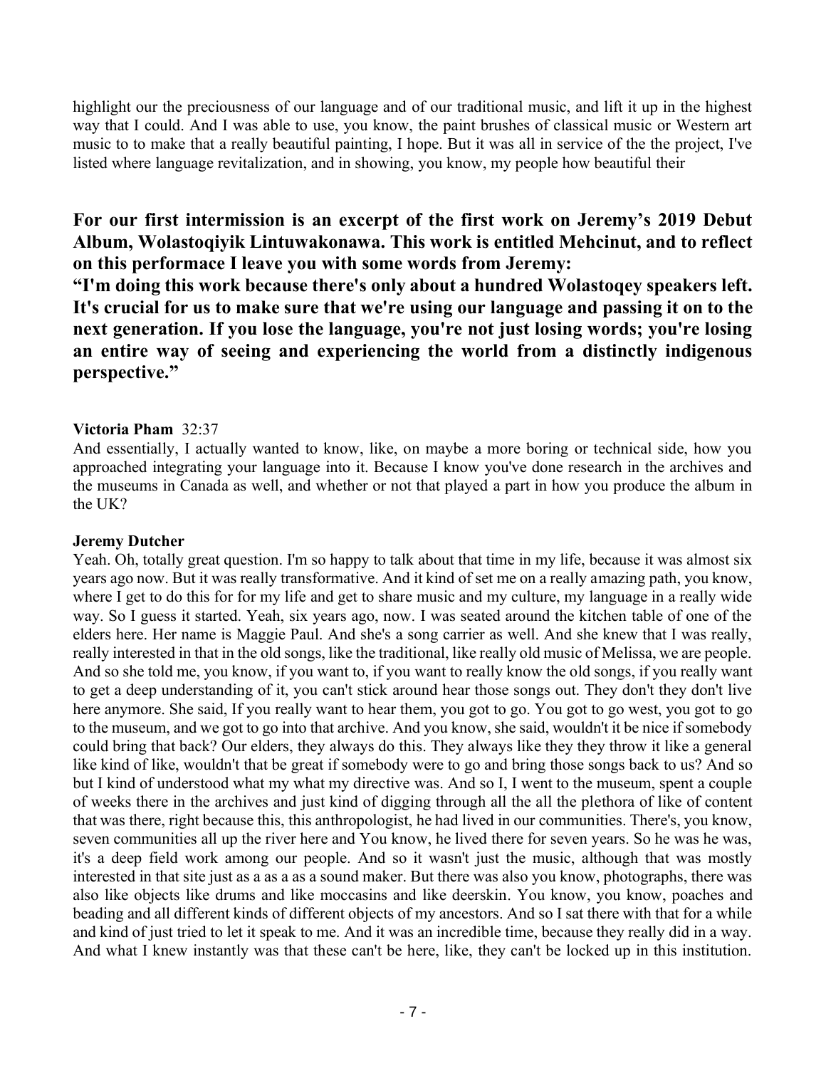highlight our the preciousness of our language and of our traditional music, and lift it up in the highest way that I could. And I was able to use, you know, the paint brushes of classical music or Western art music to to make that a really beautiful painting, I hope. But it was all in service of the the project, I've listed where language revitalization, and in showing, you know, my people how beautiful their

**For our first intermission is an excerpt of the first work on Jeremy's 2019 Debut Album, Wolastoqiyik Lintuwakonawa. This work is entitled Mehcinut, and to reflect on this performace I leave you with some words from Jeremy:**
**"I'm doing this work because there's only about a hundred Wolastoqey speakers left. It's crucial for us to make sure that we're using our language and passing it on to the next generation. If you lose the language, you're not just losing words; you're losing an entire way of seeing and experiencing the world from a distinctly indigenous perspective."**

**Victoria Pham** 32:37
And essentially, I actually wanted to know, like, on maybe a more boring or technical side, how you approached integrating your language into it. Because I know you've done research in the archives and the museums in Canada as well, and whether or not that played a part in how you produce the album in the UK?

**Jeremy Dutcher**
Yeah. Oh, totally great question. I'm so happy to talk about that time in my life, because it was almost six years ago now. But it was really transformative. And it kind of set me on a really amazing path, you know, where I get to do this for for my life and get to share music and my culture, my language in a really wide way. So I guess it started. Yeah, six years ago, now. I was seated around the kitchen table of one of the elders here. Her name is Maggie Paul. And she's a song carrier as well. And she knew that I was really, really interested in that in the old songs, like the traditional, like really old music of Melissa, we are people. And so she told me, you know, if you want to, if you want to really know the old songs, if you really want to get a deep understanding of it, you can't stick around hear those songs out. They don't they don't live here anymore. She said, If you really want to hear them, you got to go. You got to go west, you got to go to the museum, and we got to go into that archive. And you know, she said, wouldn't it be nice if somebody could bring that back? Our elders, they always do this. They always like they they throw it like a general like kind of like, wouldn't that be great if somebody were to go and bring those songs back to us? And so but I kind of understood what my what my directive was. And so I, I went to the museum, spent a couple of weeks there in the archives and just kind of digging through all the all the plethora of like of content that was there, right because this, this anthropologist, he had lived in our communities. There's, you know, seven communities all up the river here and You know, he lived there for seven years. So he was he was, it's a deep field work among our people. And so it wasn't just the music, although that was mostly interested in that site just as a as a as a sound maker. But there was also you know, photographs, there was also like objects like drums and like moccasins and like deerskin. You know, you know, poaches and beading and all different kinds of different objects of my ancestors. And so I sat there with that for a while and kind of just tried to let it speak to me. And it was an incredible time, because they really did in a way. And what I knew instantly was that these can't be here, like, they can't be locked up in this institution.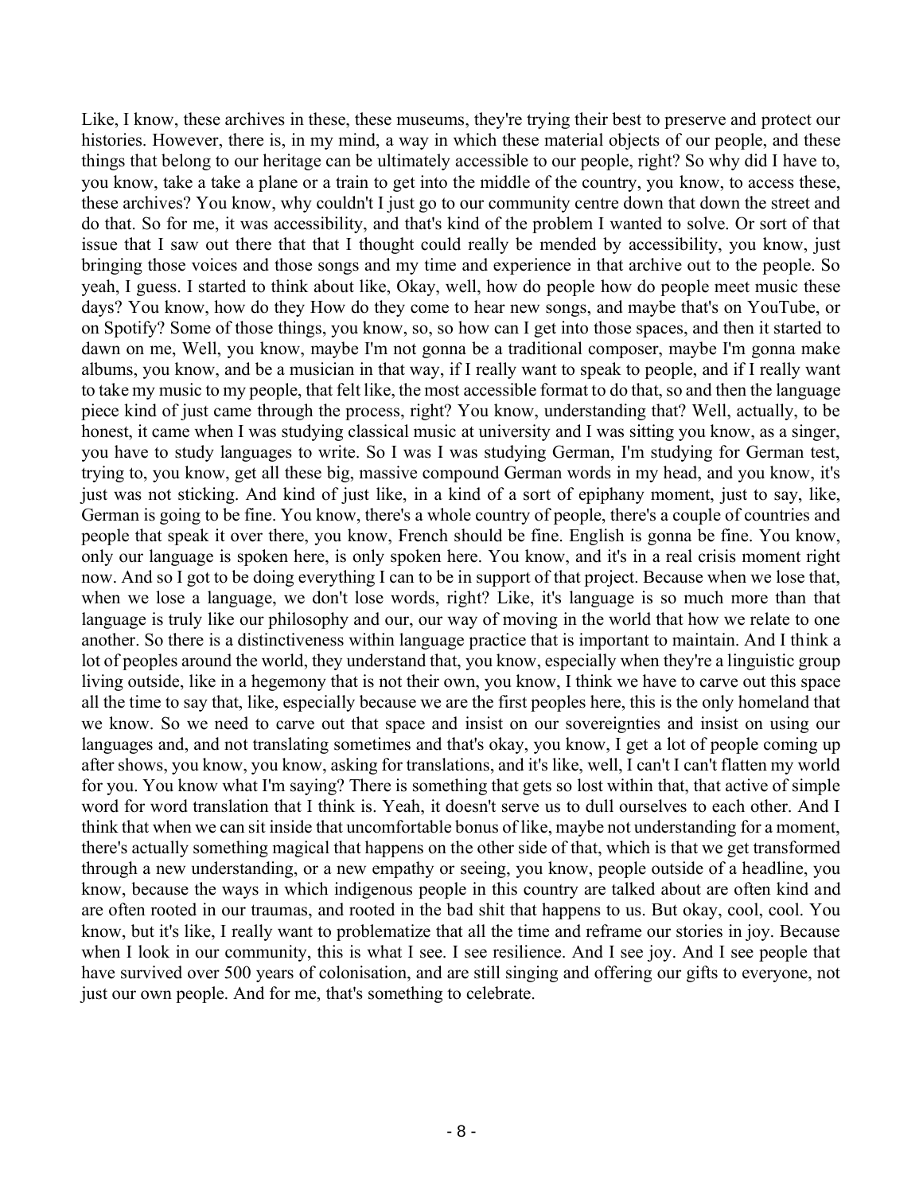Like, I know, these archives in these, these museums, they're trying their best to preserve and protect our histories. However, there is, in my mind, a way in which these material objects of our people, and these things that belong to our heritage can be ultimately accessible to our people, right? So why did I have to, you know, take a take a plane or a train to get into the middle of the country, you know, to access these, these archives? You know, why couldn't I just go to our community centre down that down the street and do that. So for me, it was accessibility, and that's kind of the problem I wanted to solve. Or sort of that issue that I saw out there that that I thought could really be mended by accessibility, you know, just bringing those voices and those songs and my time and experience in that archive out to the people. So yeah, I guess. I started to think about like, Okay, well, how do people how do people meet music these days? You know, how do they How do they come to hear new songs, and maybe that's on YouTube, or on Spotify? Some of those things, you know, so, so how can I get into those spaces, and then it started to dawn on me, Well, you know, maybe I'm not gonna be a traditional composer, maybe I'm gonna make albums, you know, and be a musician in that way, if I really want to speak to people, and if I really want to take my music to my people, that felt like, the most accessible format to do that, so and then the language piece kind of just came through the process, right? You know, understanding that? Well, actually, to be honest, it came when I was studying classical music at university and I was sitting you know, as a singer, you have to study languages to write. So I was I was studying German, I'm studying for German test, trying to, you know, get all these big, massive compound German words in my head, and you know, it's just was not sticking. And kind of just like, in a kind of a sort of epiphany moment, just to say, like, German is going to be fine. You know, there's a whole country of people, there's a couple of countries and people that speak it over there, you know, French should be fine. English is gonna be fine. You know, only our language is spoken here, is only spoken here. You know, and it's in a real crisis moment right now. And so I got to be doing everything I can to be in support of that project. Because when we lose that, when we lose a language, we don't lose words, right? Like, it's language is so much more than that language is truly like our philosophy and our, our way of moving in the world that how we relate to one another. So there is a distinctiveness within language practice that is important to maintain. And I think a lot of peoples around the world, they understand that, you know, especially when they're a linguistic group living outside, like in a hegemony that is not their own, you know, I think we have to carve out this space all the time to say that, like, especially because we are the first peoples here, this is the only homeland that we know. So we need to carve out that space and insist on our sovereignties and insist on using our languages and, and not translating sometimes and that's okay, you know, I get a lot of people coming up after shows, you know, you know, asking for translations, and it's like, well, I can't I can't flatten my world for you. You know what I'm saying? There is something that gets so lost within that, that active of simple word for word translation that I think is. Yeah, it doesn't serve us to dull ourselves to each other. And I think that when we can sit inside that uncomfortable bonus of like, maybe not understanding for a moment, there's actually something magical that happens on the other side of that, which is that we get transformed through a new understanding, or a new empathy or seeing, you know, people outside of a headline, you know, because the ways in which indigenous people in this country are talked about are often kind and are often rooted in our traumas, and rooted in the bad shit that happens to us. But okay, cool, cool. You know, but it's like, I really want to problematize that all the time and reframe our stories in joy. Because when I look in our community, this is what I see. I see resilience. And I see joy. And I see people that have survived over 500 years of colonisation, and are still singing and offering our gifts to everyone, not just our own people. And for me, that's something to celebrate.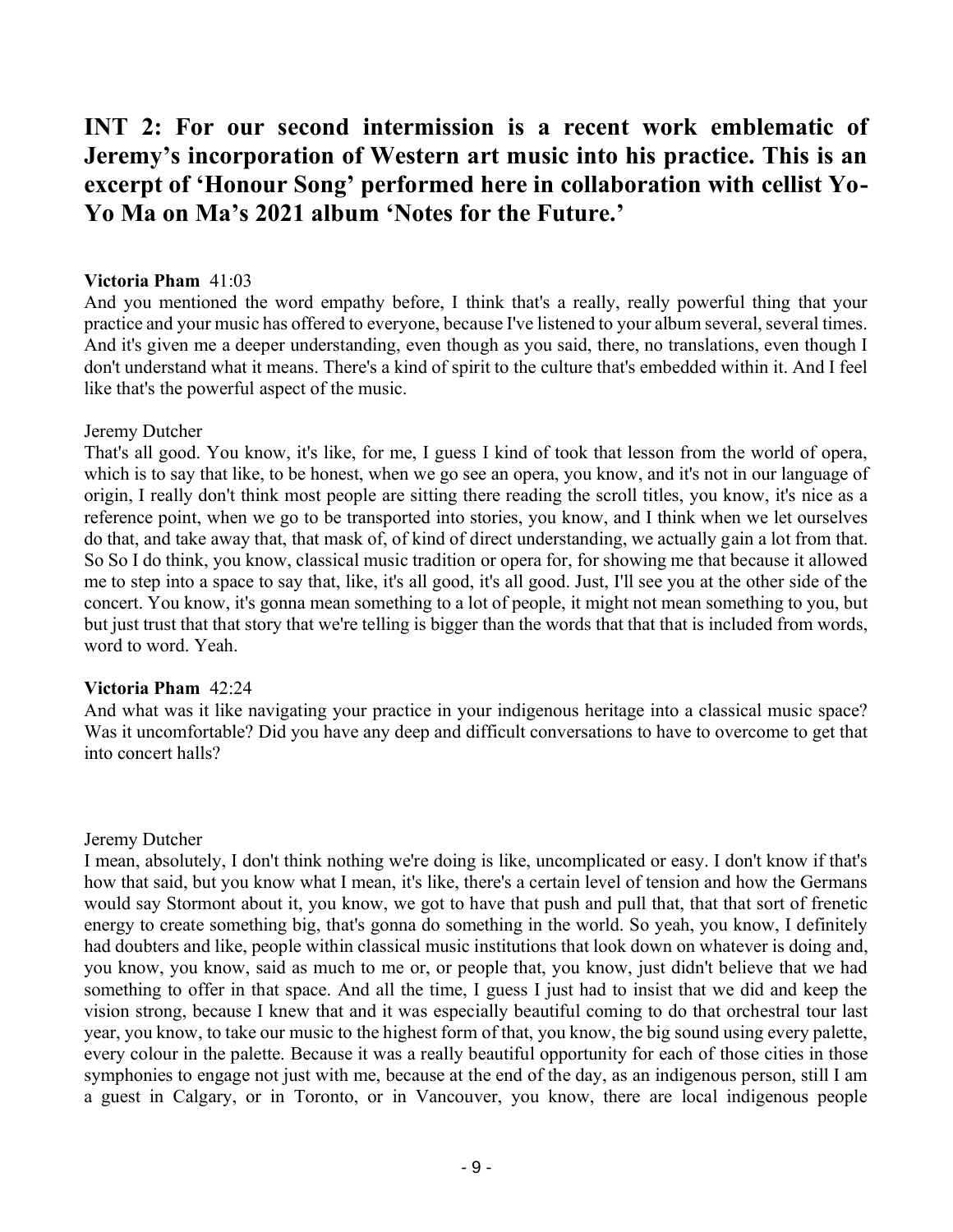## INT 2: For our second intermission is a recent work emblematic of Jeremy's incorporation of Western art music into his practice. This is an excerpt of 'Honour Song' performed here in collaboration with cellist Yo-Yo Ma on Ma's 2021 album 'Notes for the Future.'

**Victoria Pham** 41:03
And you mentioned the word empathy before, I think that's a really, really powerful thing that your practice and your music has offered to everyone, because I've listened to your album several, several times. And it's given me a deeper understanding, even though as you said, there, no translations, even though I don't understand what it means. There's a kind of spirit to the culture that's embedded within it. And I feel like that's the powerful aspect of the music.

Jeremy Dutcher
That's all good. You know, it's like, for me, I guess I kind of took that lesson from the world of opera, which is to say that like, to be honest, when we go see an opera, you know, and it's not in our language of origin, I really don't think most people are sitting there reading the scroll titles, you know, it's nice as a reference point, when we go to be transported into stories, you know, and I think when we let ourselves do that, and take away that, that mask of, of kind of direct understanding, we actually gain a lot from that. So So I do think, you know, classical music tradition or opera for, for showing me that because it allowed me to step into a space to say that, like, it's all good, it's all good. Just, I'll see you at the other side of the concert. You know, it's gonna mean something to a lot of people, it might not mean something to you, but but just trust that that story that we're telling is bigger than the words that that that is included from words, word to word. Yeah.

**Victoria Pham** 42:24
And what was it like navigating your practice in your indigenous heritage into a classical music space? Was it uncomfortable? Did you have any deep and difficult conversations to have to overcome to get that into concert halls?

Jeremy Dutcher
I mean, absolutely, I don't think nothing we're doing is like, uncomplicated or easy. I don't know if that's how that said, but you know what I mean, it's like, there's a certain level of tension and how the Germans would say Stormont about it, you know, we got to have that push and pull that, that that sort of frenetic energy to create something big, that's gonna do something in the world. So yeah, you know, I definitely had doubters and like, people within classical music institutions that look down on whatever is doing and, you know, you know, said as much to me or, or people that, you know, just didn't believe that we had something to offer in that space. And all the time, I guess I just had to insist that we did and keep the vision strong, because I knew that and it was especially beautiful coming to do that orchestral tour last year, you know, to take our music to the highest form of that, you know, the big sound using every palette, every colour in the palette. Because it was a really beautiful opportunity for each of those cities in those symphonies to engage not just with me, because at the end of the day, as an indigenous person, still I am a guest in Calgary, or in Toronto, or in Vancouver, you know, there are local indigenous people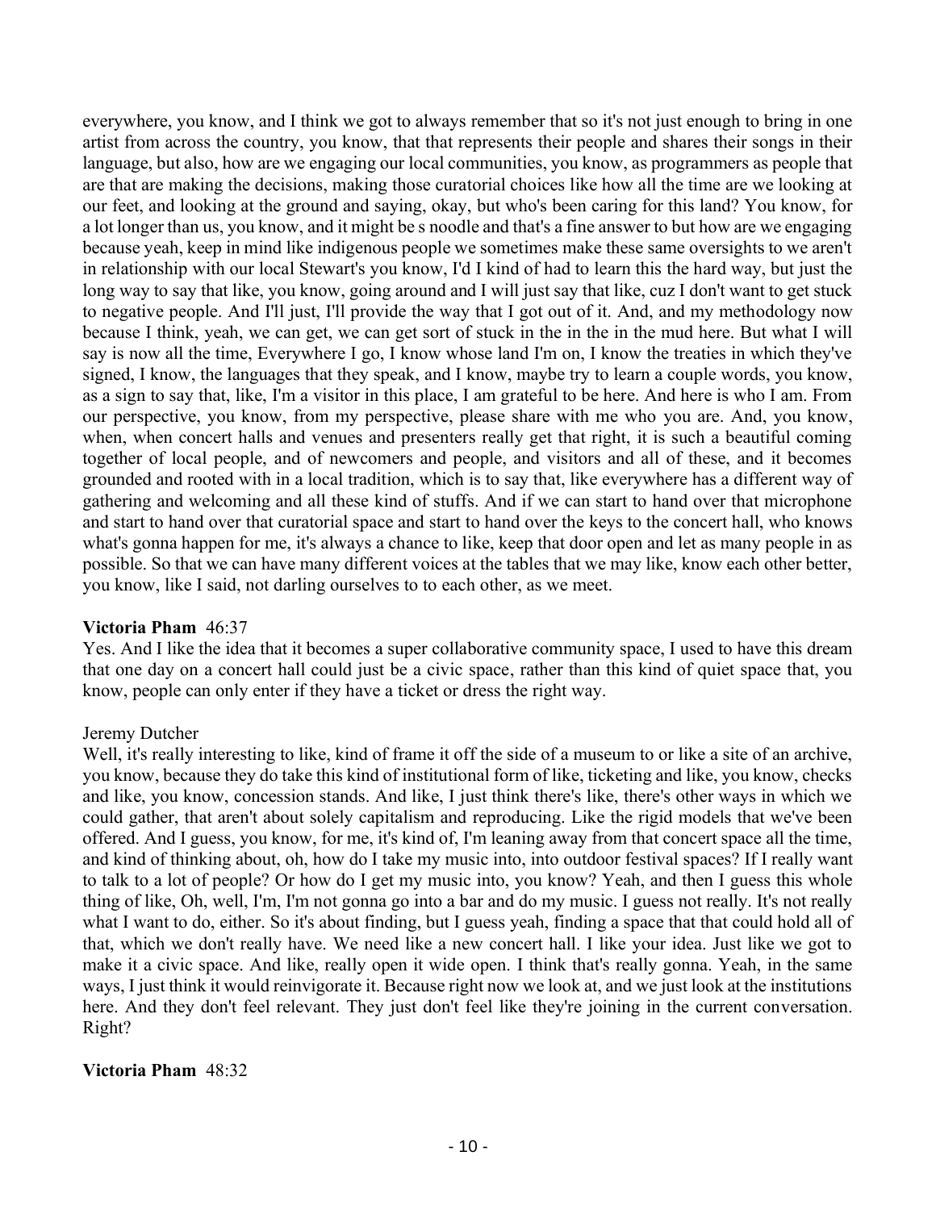everywhere, you know, and I think we got to always remember that so it's not just enough to bring in one artist from across the country, you know, that that represents their people and shares their songs in their language, but also, how are we engaging our local communities, you know, as programmers as people that are that are making the decisions, making those curatorial choices like how all the time are we looking at our feet, and looking at the ground and saying, okay, but who's been caring for this land? You know, for a lot longer than us, you know, and it might be s noodle and that's a fine answer to but how are we engaging because yeah, keep in mind like indigenous people we sometimes make these same oversights to we aren't in relationship with our local Stewart's you know, I'd I kind of had to learn this the hard way, but just the long way to say that like, you know, going around and I will just say that like, cuz I don't want to get stuck to negative people. And I'll just, I'll provide the way that I got out of it. And, and my methodology now because I think, yeah, we can get, we can get sort of stuck in the in the in the mud here. But what I will say is now all the time, Everywhere I go, I know whose land I'm on, I know the treaties in which they've signed, I know, the languages that they speak, and I know, maybe try to learn a couple words, you know, as a sign to say that, like, I'm a visitor in this place, I am grateful to be here. And here is who I am. From our perspective, you know, from my perspective, please share with me who you are. And, you know, when, when concert halls and venues and presenters really get that right, it is such a beautiful coming together of local people, and of newcomers and people, and visitors and all of these, and it becomes grounded and rooted with in a local tradition, which is to say that, like everywhere has a different way of gathering and welcoming and all these kind of stuffs. And if we can start to hand over that microphone and start to hand over that curatorial space and start to hand over the keys to the concert hall, who knows what's gonna happen for me, it's always a chance to like, keep that door open and let as many people in as possible. So that we can have many different voices at the tables that we may like, know each other better, you know, like I said, not darling ourselves to to each other, as we meet.

**Victoria Pham** 46:37

Yes. And I like the idea that it becomes a super collaborative community space, I used to have this dream that one day on a concert hall could just be a civic space, rather than this kind of quiet space that, you know, people can only enter if they have a ticket or dress the right way.

Jeremy Dutcher

Well, it's really interesting to like, kind of frame it off the side of a museum to or like a site of an archive, you know, because they do take this kind of institutional form of like, ticketing and like, you know, checks and like, you know, concession stands. And like, I just think there's like, there's other ways in which we could gather, that aren't about solely capitalism and reproducing. Like the rigid models that we've been offered. And I guess, you know, for me, it's kind of, I'm leaning away from that concert space all the time, and kind of thinking about, oh, how do I take my music into, into outdoor festival spaces? If I really want to talk to a lot of people? Or how do I get my music into, you know? Yeah, and then I guess this whole thing of like, Oh, well, I'm, I'm not gonna go into a bar and do my music. I guess not really. It's not really what I want to do, either. So it's about finding, but I guess yeah, finding a space that that could hold all of that, which we don't really have. We need like a new concert hall. I like your idea. Just like we got to make it a civic space. And like, really open it wide open. I think that's really gonna. Yeah, in the same ways, I just think it would reinvigorate it. Because right now we look at, and we just look at the institutions here. And they don't feel relevant. They just don't feel like they're joining in the current conversation. Right?

**Victoria Pham** 48:32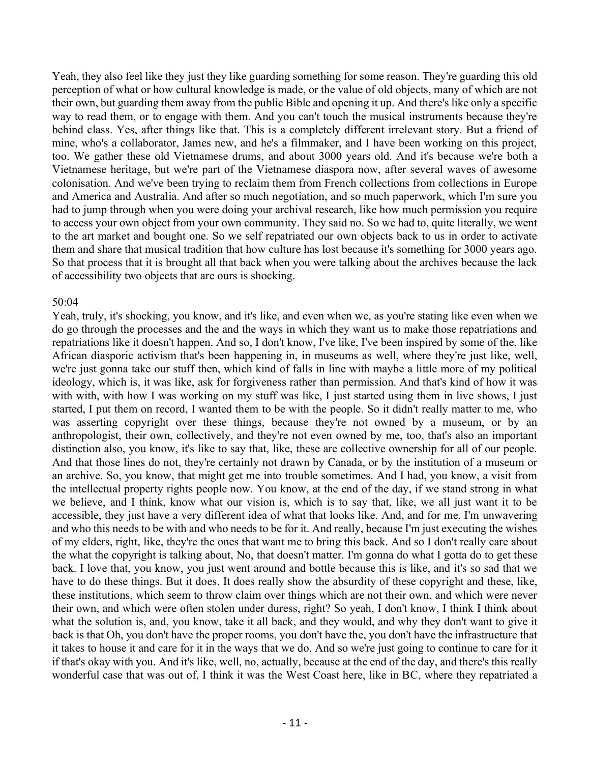Yeah, they also feel like they just they like guarding something for some reason. They're guarding this old perception of what or how cultural knowledge is made, or the value of old objects, many of which are not their own, but guarding them away from the public Bible and opening it up. And there's like only a specific way to read them, or to engage with them. And you can't touch the musical instruments because they're behind class. Yes, after things like that. This is a completely different irrelevant story. But a friend of mine, who's a collaborator, James new, and he's a filmmaker, and I have been working on this project, too. We gather these old Vietnamese drums, and about 3000 years old. And it's because we're both a Vietnamese heritage, but we're part of the Vietnamese diaspora now, after several waves of awesome colonisation. And we've been trying to reclaim them from French collections from collections in Europe and America and Australia. And after so much negotiation, and so much paperwork, which I'm sure you had to jump through when you were doing your archival research, like how much permission you require to access your own object from your own community. They said no. So we had to, quite literally, we went to the art market and bought one. So we self repatriated our own objects back to us in order to activate them and share that musical tradition that how culture has lost because it's something for 3000 years ago. So that process that it is brought all that back when you were talking about the archives because the lack of accessibility two objects that are ours is shocking.

50:04

Yeah, truly, it's shocking, you know, and it's like, and even when we, as you're stating like even when we do go through the processes and the and the ways in which they want us to make those repatriations and repatriations like it doesn't happen. And so, I don't know, I've like, I've been inspired by some of the, like African diasporic activism that's been happening in, in museums as well, where they're just like, well, we're just gonna take our stuff then, which kind of falls in line with maybe a little more of my political ideology, which is, it was like, ask for forgiveness rather than permission. And that's kind of how it was with with, with how I was working on my stuff was like, I just started using them in live shows, I just started, I put them on record, I wanted them to be with the people. So it didn't really matter to me, who was asserting copyright over these things, because they're not owned by a museum, or by an anthropologist, their own, collectively, and they're not even owned by me, too, that's also an important distinction also, you know, it's like to say that, like, these are collective ownership for all of our people. And that those lines do not, they're certainly not drawn by Canada, or by the institution of a museum or an archive. So, you know, that might get me into trouble sometimes. And I had, you know, a visit from the intellectual property rights people now. You know, at the end of the day, if we stand strong in what we believe, and I think, know what our vision is, which is to say that, like, we all just want it to be accessible, they just have a very different idea of what that looks like. And, and for me, I'm unwavering and who this needs to be with and who needs to be for it. And really, because I'm just executing the wishes of my elders, right, like, they're the ones that want me to bring this back. And so I don't really care about the what the copyright is talking about, No, that doesn't matter. I'm gonna do what I gotta do to get these back. I love that, you know, you just went around and bottle because this is like, and it's so sad that we have to do these things. But it does. It does really show the absurdity of these copyright and these, like, these institutions, which seem to throw claim over things which are not their own, and which were never their own, and which were often stolen under duress, right? So yeah, I don't know, I think I think about what the solution is, and, you know, take it all back, and they would, and why they don't want to give it back is that Oh, you don't have the proper rooms, you don't have the, you don't have the infrastructure that it takes to house it and care for it in the ways that we do. And so we're just going to continue to care for it if that's okay with you. And it's like, well, no, actually, because at the end of the day, and there's this really wonderful case that was out of, I think it was the West Coast here, like in BC, where they repatriated a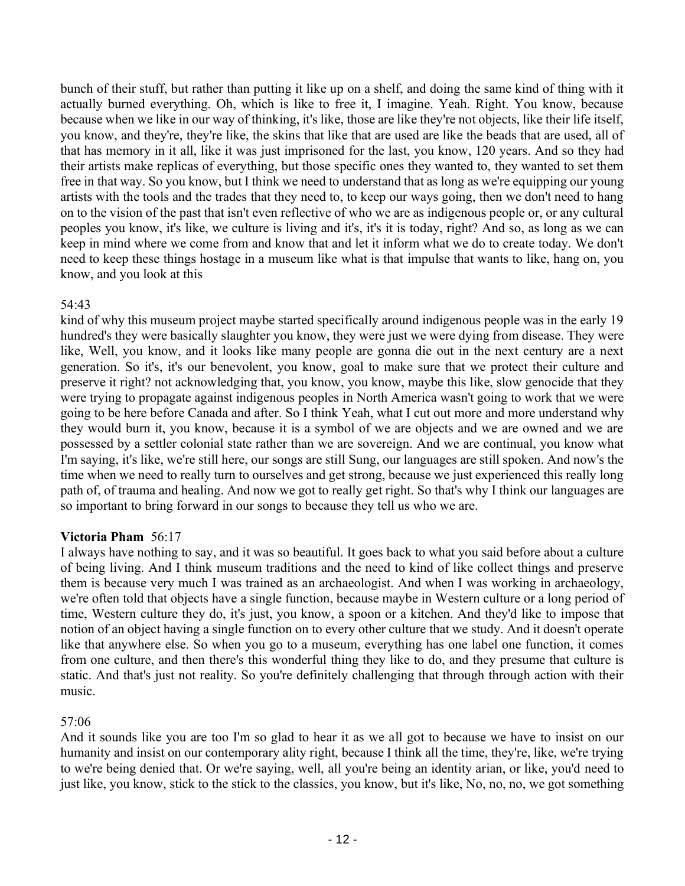bunch of their stuff, but rather than putting it like up on a shelf, and doing the same kind of thing with it actually burned everything. Oh, which is like to free it, I imagine. Yeah. Right. You know, because because when we like in our way of thinking, it's like, those are like they're not objects, like their life itself, you know, and they're, they're like, the skins that like that are used are like the beads that are used, all of that has memory in it all, like it was just imprisoned for the last, you know, 120 years. And so they had their artists make replicas of everything, but those specific ones they wanted to, they wanted to set them free in that way. So you know, but I think we need to understand that as long as we're equipping our young artists with the tools and the trades that they need to, to keep our ways going, then we don't need to hang on to the vision of the past that isn't even reflective of who we are as indigenous people or, or any cultural peoples you know, it's like, we culture is living and it's, it's it is today, right? And so, as long as we can keep in mind where we come from and know that and let it inform what we do to create today. We don't need to keep these things hostage in a museum like what is that impulse that wants to like, hang on, you know, and you look at this

54:43

kind of why this museum project maybe started specifically around indigenous people was in the early 19 hundred's they were basically slaughter you know, they were just we were dying from disease. They were like, Well, you know, and it looks like many people are gonna die out in the next century are a next generation. So it's, it's our benevolent, you know, goal to make sure that we protect their culture and preserve it right? not acknowledging that, you know, you know, maybe this like, slow genocide that they were trying to propagate against indigenous peoples in North America wasn't going to work that we were going to be here before Canada and after. So I think Yeah, what I cut out more and more understand why they would burn it, you know, because it is a symbol of we are objects and we are owned and we are possessed by a settler colonial state rather than we are sovereign. And we are continual, you know what I'm saying, it's like, we're still here, our songs are still Sung, our languages are still spoken. And now's the time when we need to really turn to ourselves and get strong, because we just experienced this really long path of, of trauma and healing. And now we got to really get right. So that's why I think our languages are so important to bring forward in our songs to because they tell us who we are.

**Victoria Pham** 56:17

I always have nothing to say, and it was so beautiful. It goes back to what you said before about a culture of being living. And I think museum traditions and the need to kind of like collect things and preserve them is because very much I was trained as an archaeologist. And when I was working in archaeology, we're often told that objects have a single function, because maybe in Western culture or a long period of time, Western culture they do, it's just, you know, a spoon or a kitchen. And they'd like to impose that notion of an object having a single function on to every other culture that we study. And it doesn't operate like that anywhere else. So when you go to a museum, everything has one label one function, it comes from one culture, and then there's this wonderful thing they like to do, and they presume that culture is static. And that's just not reality. So you're definitely challenging that through through action with their music.

57:06

And it sounds like you are too I'm so glad to hear it as we all got to because we have to insist on our humanity and insist on our contemporary ality right, because I think all the time, they're, like, we're trying to we're being denied that. Or we're saying, well, all you're being an identity arian, or like, you'd need to just like, you know, stick to the stick to the classics, you know, but it's like, No, no, no, we got something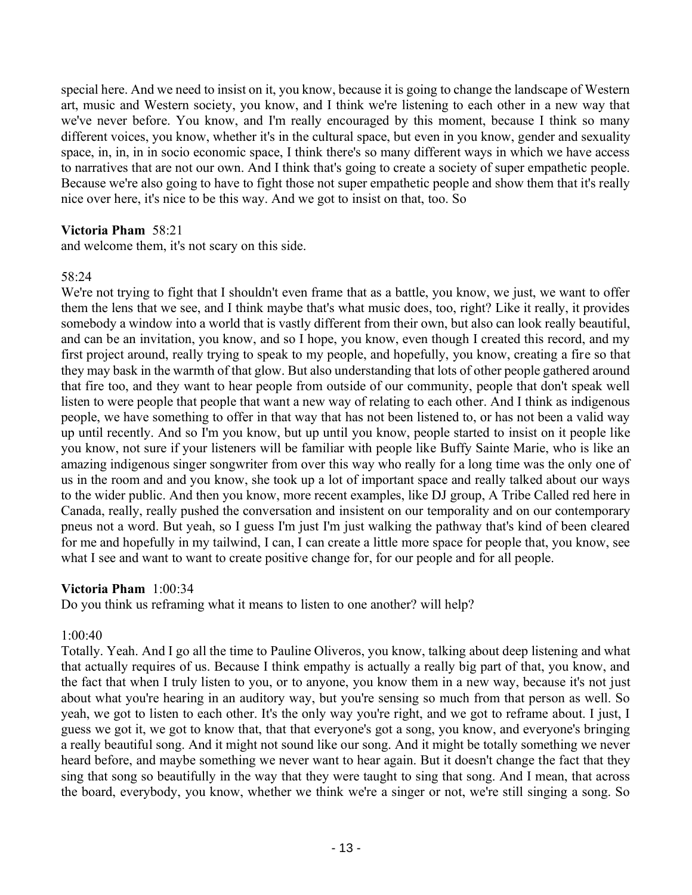special here. And we need to insist on it, you know, because it is going to change the landscape of Western art, music and Western society, you know, and I think we're listening to each other in a new way that we've never before. You know, and I'm really encouraged by this moment, because I think so many different voices, you know, whether it's in the cultural space, but even in you know, gender and sexuality space, in, in, in in socio economic space, I think there's so many different ways in which we have access to narratives that are not our own. And I think that's going to create a society of super empathetic people. Because we're also going to have to fight those not super empathetic people and show them that it's really nice over here, it's nice to be this way. And we got to insist on that, too. So

**Victoria Pham** 58:21

and welcome them, it's not scary on this side.

58:24

We're not trying to fight that I shouldn't even frame that as a battle, you know, we just, we want to offer them the lens that we see, and I think maybe that's what music does, too, right? Like it really, it provides somebody a window into a world that is vastly different from their own, but also can look really beautiful, and can be an invitation, you know, and so I hope, you know, even though I created this record, and my first project around, really trying to speak to my people, and hopefully, you know, creating a fire so that they may bask in the warmth of that glow. But also understanding that lots of other people gathered around that fire too, and they want to hear people from outside of our community, people that don't speak well listen to were people that people that want a new way of relating to each other. And I think as indigenous people, we have something to offer in that way that has not been listened to, or has not been a valid way up until recently. And so I'm you know, but up until you know, people started to insist on it people like you know, not sure if your listeners will be familiar with people like Buffy Sainte Marie, who is like an amazing indigenous singer songwriter from over this way who really for a long time was the only one of us in the room and and you know, she took up a lot of important space and really talked about our ways to the wider public. And then you know, more recent examples, like DJ group, A Tribe Called red here in Canada, really, really pushed the conversation and insistent on our temporality and on our contemporary pneus not a word. But yeah, so I guess I'm just I'm just walking the pathway that's kind of been cleared for me and hopefully in my tailwind, I can, I can create a little more space for people that, you know, see what I see and want to want to create positive change for, for our people and for all people.

**Victoria Pham** 1:00:34

Do you think us reframing what it means to listen to one another? will help?

1:00:40

Totally. Yeah. And I go all the time to Pauline Oliveros, you know, talking about deep listening and what that actually requires of us. Because I think empathy is actually a really big part of that, you know, and the fact that when I truly listen to you, or to anyone, you know them in a new way, because it's not just about what you're hearing in an auditory way, but you're sensing so much from that person as well. So yeah, we got to listen to each other. It's the only way you're right, and we got to reframe about. I just, I guess we got it, we got to know that, that that everyone's got a song, you know, and everyone's bringing a really beautiful song. And it might not sound like our song. And it might be totally something we never heard before, and maybe something we never want to hear again. But it doesn't change the fact that they sing that song so beautifully in the way that they were taught to sing that song. And I mean, that across the board, everybody, you know, whether we think we're a singer or not, we're still singing a song. So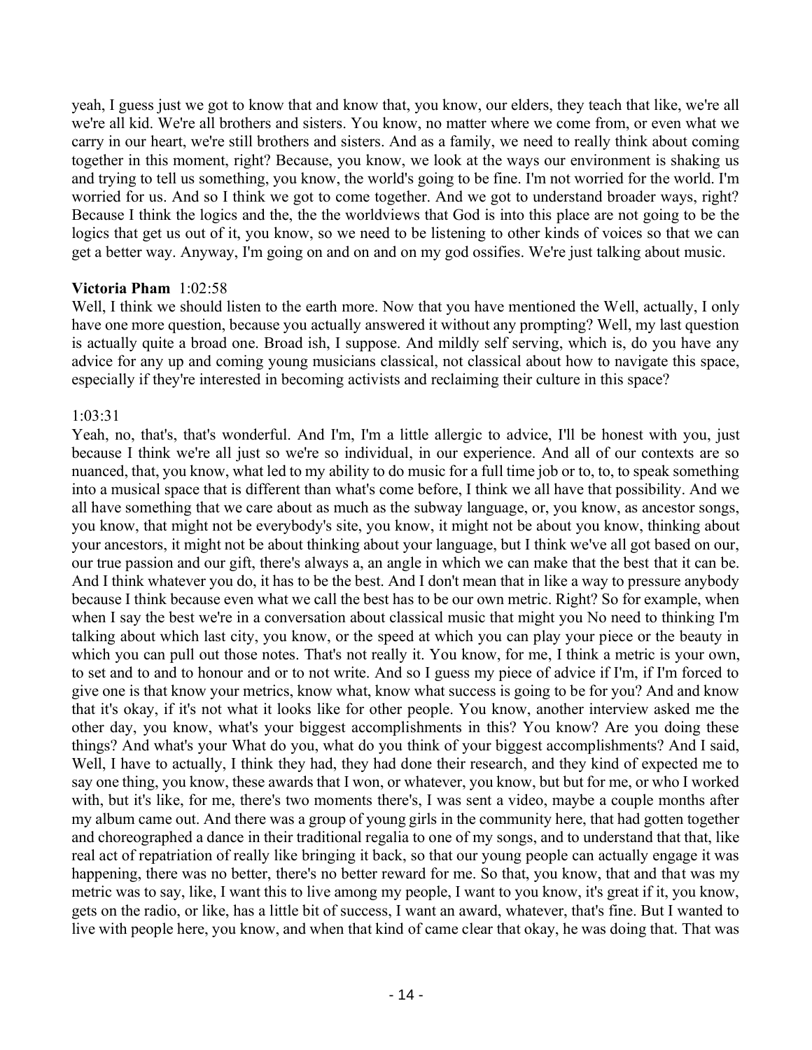yeah, I guess just we got to know that and know that, you know, our elders, they teach that like, we're all we're all kid. We're all brothers and sisters. You know, no matter where we come from, or even what we carry in our heart, we're still brothers and sisters. And as a family, we need to really think about coming together in this moment, right? Because, you know, we look at the ways our environment is shaking us and trying to tell us something, you know, the world's going to be fine. I'm not worried for the world. I'm worried for us. And so I think we got to come together. And we got to understand broader ways, right? Because I think the logics and the, the the worldviews that God is into this place are not going to be the logics that get us out of it, you know, so we need to be listening to other kinds of voices so that we can get a better way. Anyway, I'm going on and on and on my god ossifies. We're just talking about music.

**Victoria Pham** 1:02:58
Well, I think we should listen to the earth more. Now that you have mentioned the Well, actually, I only have one more question, because you actually answered it without any prompting? Well, my last question is actually quite a broad one. Broad ish, I suppose. And mildly self serving, which is, do you have any advice for any up and coming young musicians classical, not classical about how to navigate this space, especially if they're interested in becoming activists and reclaiming their culture in this space?

1:03:31
Yeah, no, that's, that's wonderful. And I'm, I'm a little allergic to advice, I'll be honest with you, just because I think we're all just so we're so individual, in our experience. And all of our contexts are so nuanced, that, you know, what led to my ability to do music for a full time job or to, to, to speak something into a musical space that is different than what's come before, I think we all have that possibility. And we all have something that we care about as much as the subway language, or, you know, as ancestor songs, you know, that might not be everybody's site, you know, it might not be about you know, thinking about your ancestors, it might not be about thinking about your language, but I think we've all got based on our, our true passion and our gift, there's always a, an angle in which we can make that the best that it can be. And I think whatever you do, it has to be the best. And I don't mean that in like a way to pressure anybody because I think because even what we call the best has to be our own metric. Right? So for example, when when I say the best we're in a conversation about classical music that might you No need to thinking I'm talking about which last city, you know, or the speed at which you can play your piece or the beauty in which you can pull out those notes. That's not really it. You know, for me, I think a metric is your own, to set and to and to honour and or to not write. And so I guess my piece of advice if I'm, if I'm forced to give one is that know your metrics, know what, know what success is going to be for you? And and know that it's okay, if it's not what it looks like for other people. You know, another interview asked me the other day, you know, what's your biggest accomplishments in this? You know? Are you doing these things? And what's your What do you, what do you think of your biggest accomplishments? And I said, Well, I have to actually, I think they had, they had done their research, and they kind of expected me to say one thing, you know, these awards that I won, or whatever, you know, but but for me, or who I worked with, but it's like, for me, there's two moments there's, I was sent a video, maybe a couple months after my album came out. And there was a group of young girls in the community here, that had gotten together and choreographed a dance in their traditional regalia to one of my songs, and to understand that that, like real act of repatriation of really like bringing it back, so that our young people can actually engage it was happening, there was no better, there's no better reward for me. So that, you know, that and that was my metric was to say, like, I want this to live among my people, I want to you know, it's great if it, you know, gets on the radio, or like, has a little bit of success, I want an award, whatever, that's fine. But I wanted to live with people here, you know, and when that kind of came clear that okay, he was doing that. That was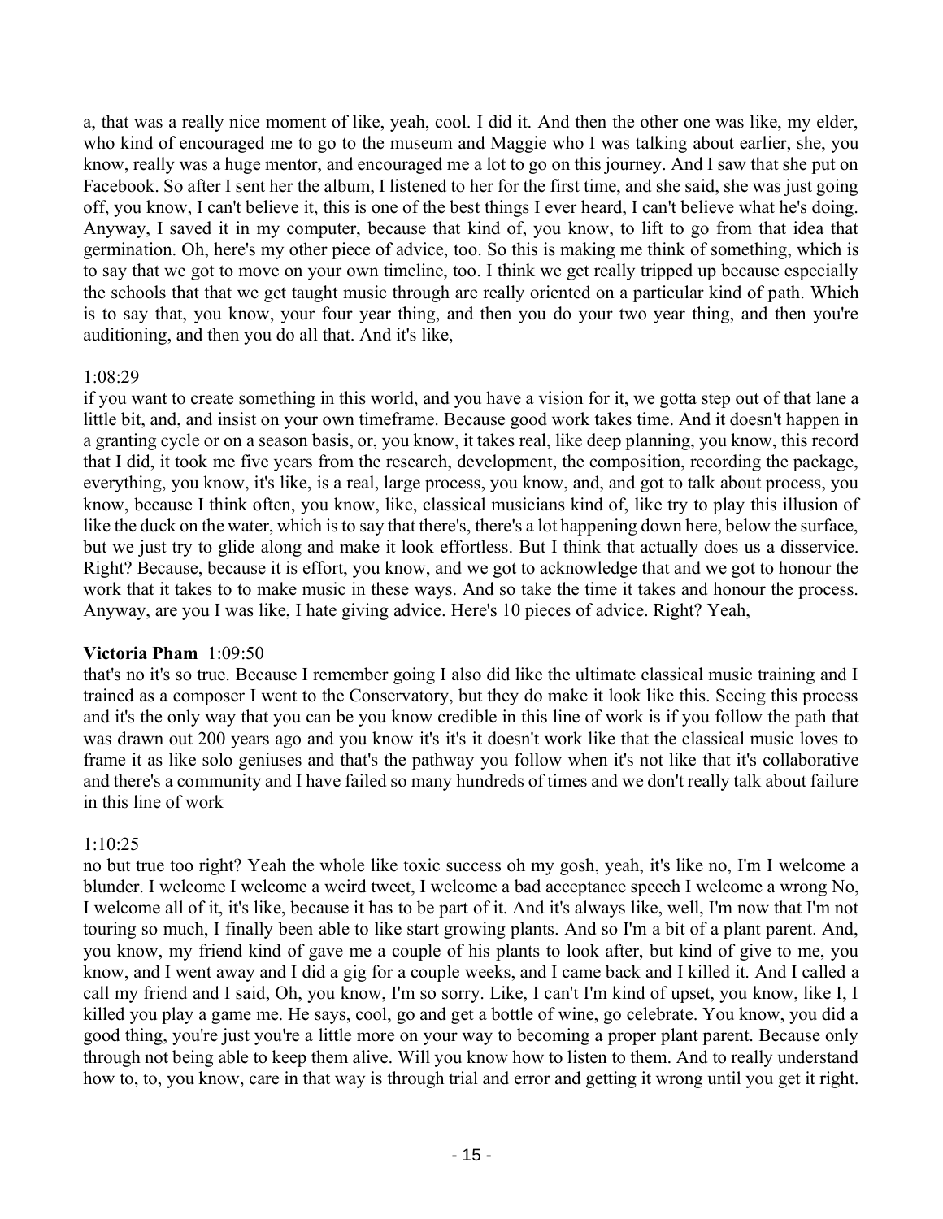a, that was a really nice moment of like, yeah, cool. I did it. And then the other one was like, my elder, who kind of encouraged me to go to the museum and Maggie who I was talking about earlier, she, you know, really was a huge mentor, and encouraged me a lot to go on this journey. And I saw that she put on Facebook. So after I sent her the album, I listened to her for the first time, and she said, she was just going off, you know, I can't believe it, this is one of the best things I ever heard, I can't believe what he's doing. Anyway, I saved it in my computer, because that kind of, you know, to lift to go from that idea that germination. Oh, here's my other piece of advice, too. So this is making me think of something, which is to say that we got to move on your own timeline, too. I think we get really tripped up because especially the schools that that we get taught music through are really oriented on a particular kind of path. Which is to say that, you know, your four year thing, and then you do your two year thing, and then you're auditioning, and then you do all that. And it's like,

1:08:29

if you want to create something in this world, and you have a vision for it, we gotta step out of that lane a little bit, and, and insist on your own timeframe. Because good work takes time. And it doesn't happen in a granting cycle or on a season basis, or, you know, it takes real, like deep planning, you know, this record that I did, it took me five years from the research, development, the composition, recording the package, everything, you know, it's like, is a real, large process, you know, and, and got to talk about process, you know, because I think often, you know, like, classical musicians kind of, like try to play this illusion of like the duck on the water, which is to say that there's, there's a lot happening down here, below the surface, but we just try to glide along and make it look effortless. But I think that actually does us a disservice. Right? Because, because it is effort, you know, and we got to acknowledge that and we got to honour the work that it takes to to make music in these ways. And so take the time it takes and honour the process. Anyway, are you I was like, I hate giving advice. Here's 10 pieces of advice. Right? Yeah,

**Victoria Pham** 1:09:50

that's no it's so true. Because I remember going I also did like the ultimate classical music training and I trained as a composer I went to the Conservatory, but they do make it look like this. Seeing this process and it's the only way that you can be you know credible in this line of work is if you follow the path that was drawn out 200 years ago and you know it's it's it doesn't work like that the classical music loves to frame it as like solo geniuses and that's the pathway you follow when it's not like that it's collaborative and there's a community and I have failed so many hundreds of times and we don't really talk about failure in this line of work

1:10:25

no but true too right? Yeah the whole like toxic success oh my gosh, yeah, it's like no, I'm I welcome a blunder. I welcome I welcome a weird tweet, I welcome a bad acceptance speech I welcome a wrong No, I welcome all of it, it's like, because it has to be part of it. And it's always like, well, I'm now that I'm not touring so much, I finally been able to like start growing plants. And so I'm a bit of a plant parent. And, you know, my friend kind of gave me a couple of his plants to look after, but kind of give to me, you know, and I went away and I did a gig for a couple weeks, and I came back and I killed it. And I called a call my friend and I said, Oh, you know, I'm so sorry. Like, I can't I'm kind of upset, you know, like I, I killed you play a game me. He says, cool, go and get a bottle of wine, go celebrate. You know, you did a good thing, you're just you're a little more on your way to becoming a proper plant parent. Because only through not being able to keep them alive. Will you know how to listen to them. And to really understand how to, to, you know, care in that way is through trial and error and getting it wrong until you get it right.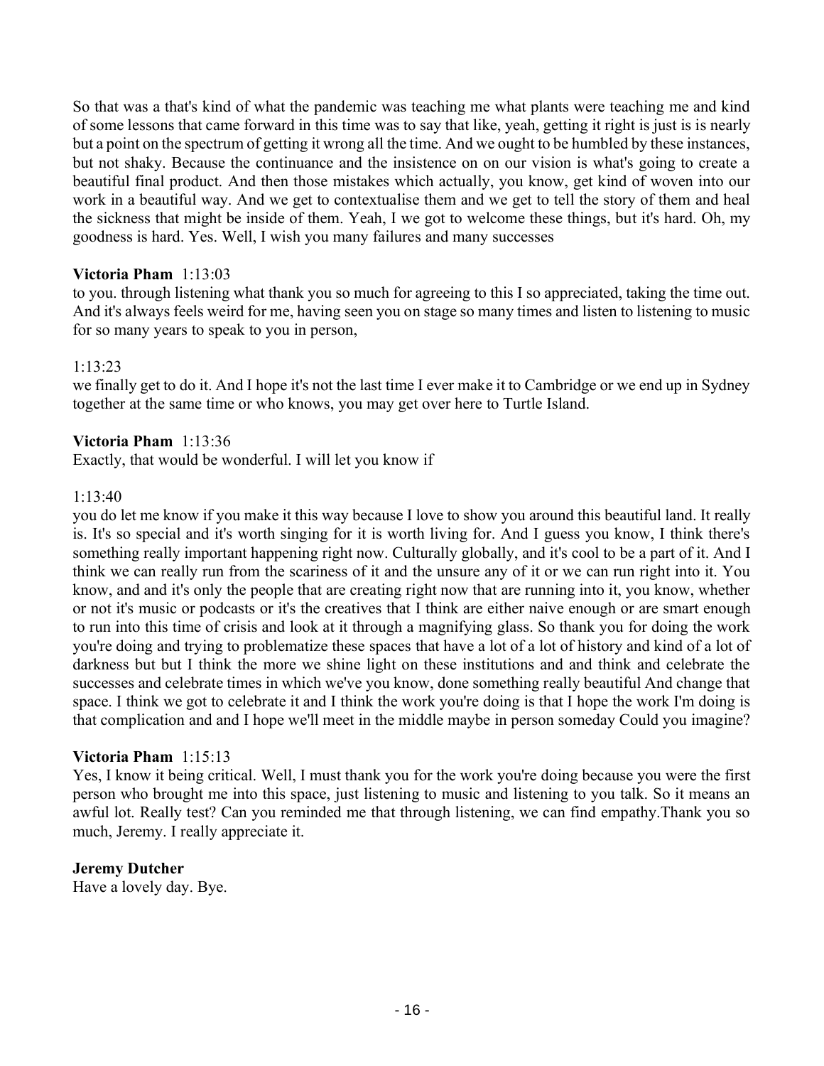So that was a that's kind of what the pandemic was teaching me what plants were teaching me and kind of some lessons that came forward in this time was to say that like, yeah, getting it right is just is is nearly but a point on the spectrum of getting it wrong all the time. And we ought to be humbled by these instances, but not shaky. Because the continuance and the insistence on on our vision is what's going to create a beautiful final product. And then those mistakes which actually, you know, get kind of woven into our work in a beautiful way. And we get to contextualise them and we get to tell the story of them and heal the sickness that might be inside of them. Yeah, I we got to welcome these things, but it's hard. Oh, my goodness is hard. Yes. Well, I wish you many failures and many successes

**Victoria Pham** 1:13:03
to you. through listening what thank you so much for agreeing to this I so appreciated, taking the time out. And it's always feels weird for me, having seen you on stage so many times and listen to listening to music for so many years to speak to you in person,

1:13:23
we finally get to do it. And I hope it's not the last time I ever make it to Cambridge or we end up in Sydney together at the same time or who knows, you may get over here to Turtle Island.

**Victoria Pham** 1:13:36
Exactly, that would be wonderful. I will let you know if

1:13:40
you do let me know if you make it this way because I love to show you around this beautiful land. It really is. It's so special and it's worth singing for it is worth living for. And I guess you know, I think there's something really important happening right now. Culturally globally, and it's cool to be a part of it. And I think we can really run from the scariness of it and the unsure any of it or we can run right into it. You know, and and it's only the people that are creating right now that are running into it, you know, whether or not it's music or podcasts or it's the creatives that I think are either naive enough or are smart enough to run into this time of crisis and look at it through a magnifying glass. So thank you for doing the work you're doing and trying to problematize these spaces that have a lot of a lot of history and kind of a lot of darkness but but I think the more we shine light on these institutions and and think and celebrate the successes and celebrate times in which we've you know, done something really beautiful And change that space. I think we got to celebrate it and I think the work you're doing is that I hope the work I'm doing is that complication and and I hope we'll meet in the middle maybe in person someday Could you imagine?

**Victoria Pham** 1:15:13
Yes, I know it being critical. Well, I must thank you for the work you're doing because you were the first person who brought me into this space, just listening to music and listening to you talk. So it means an awful lot. Really test? Can you reminded me that through listening, we can find empathy.Thank you so much, Jeremy. I really appreciate it.

**Jeremy Dutcher**
Have a lovely day. Bye.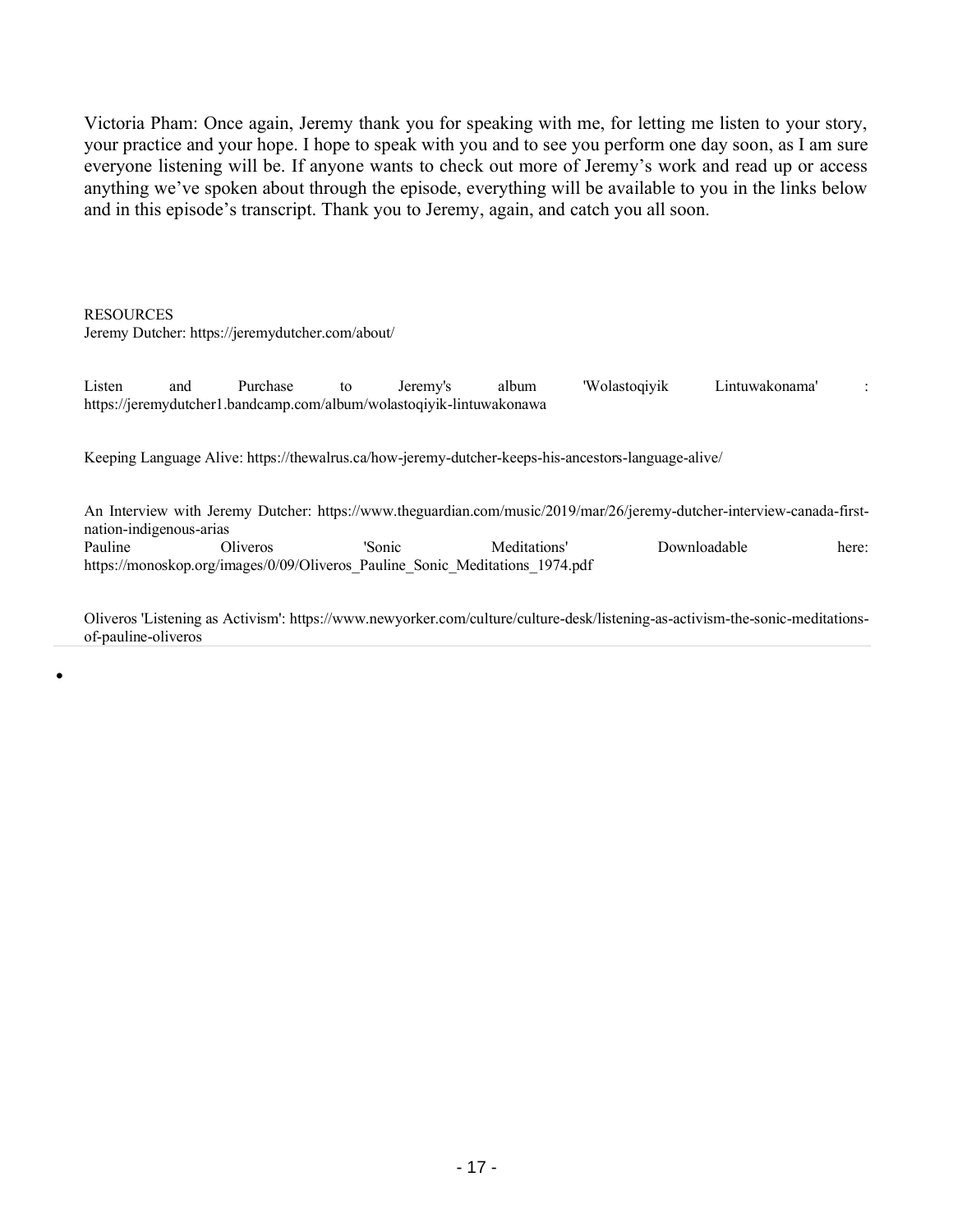Victoria Pham: Once again, Jeremy thank you for speaking with me, for letting me listen to your story, your practice and your hope. I hope to speak with you and to see you perform one day soon, as I am sure everyone listening will be. If anyone wants to check out more of Jeremy's work and read up or access anything we've spoken about through the episode, everything will be available to you in the links below and in this episode's transcript. Thank you to Jeremy, again, and catch you all soon.

RESOURCES

Jeremy Dutcher: https://jeremydutcher.com/about/

Listen and Purchase to Jeremy's album 'Wolastoqiyik Lintuwakonama' : https://jeremydutcher1.bandcamp.com/album/wolastoqiyik-lintuwakonawa

Keeping Language Alive: https://thewalrus.ca/how-jeremy-dutcher-keeps-his-ancestors-language-alive/

An Interview with Jeremy Dutcher: https://www.theguardian.com/music/2019/mar/26/jeremy-dutcher-interview-canada-first-nation-indigenous-arias

Pauline Oliveros 'Sonic Meditations' Downloadable here: https://monoskop.org/images/0/09/Oliveros_Pauline_Sonic_Meditations_1974.pdf

Oliveros 'Listening as Activism': https://www.newyorker.com/culture/culture-desk/listening-as-activism-the-sonic-meditations-of-pauline-oliveros